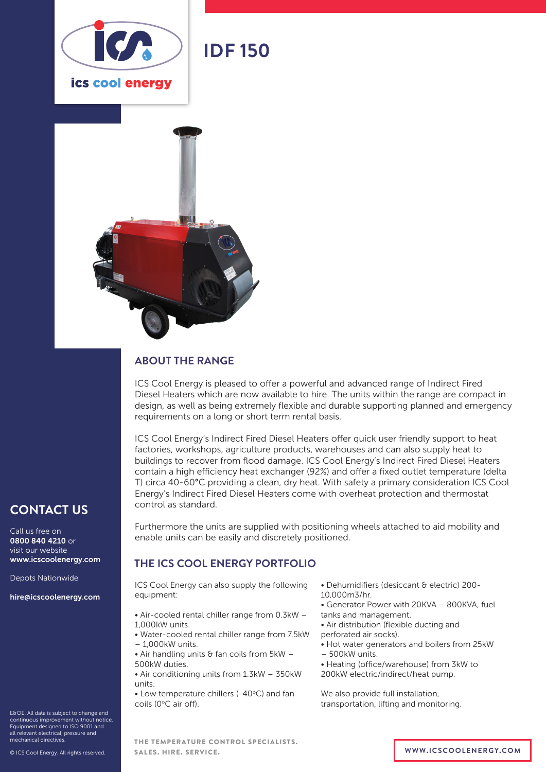ics cool energy

# IDF 150

## ABOUT THE RANGE

ICS Cool Energy is pleased to offer a powerful and advanced range of Indirect Fired Diesel Heaters which are now available to hire. The units within the range are compact in design, as well as being extremely flexible and durable supporting planned and emergency requirements on a long or short term rental basis.

ICS Cool Energy's Indirect Fired Diesel Heaters offer quick user friendly support to heat factories, workshops, agriculture products, warehouses and can also supply heat to buildings to recover from flood damage. ICS Cool Energy's Indirect Fired Diesel Heaters contain a high efficiency heat exchanger (92%) and offer a fixed outlet temperature (delta T) circa 40-60°C providing a clean, dry heat. With safety a primary consideration ICS Cool Energy's Indirect Fired Diesel Heaters come with overheat protection and thermostat control as standard.

Furthermore the units are supplied with positioning wheels attached to aid mobility and enable units can be easily and discretely positioned.

## THE ICS COOL ENERGY PORTFOLIO

ICS Cool Energy can also supply the following equipment:

- Air-cooled rental chiller range from 0.3kW – 1,000kW units.
- Water-cooled rental chiller range from 7.5kW – 1,000kW units.
- Air handling units & fan coils from 5kW – 500kW duties.
- Air conditioning units from 1.3kW – 350kW units.
- Low temperature chillers (-40°C) and fan coils (0°C air off).
- Dehumidifiers (desiccant & electric) 200-10,000m3/hr.
- Generator Power with 20KVA – 800KVA, fuel tanks and management.
- Air distribution (flexible ducting and perforated air socks).
- Hot water generators and boilers from 25kW – 500kW units.
- Heating (office/warehouse) from 3kW to 200kW electric/indirect/heat pump.

We also provide full installation, transportation, lifting and monitoring.

## CONTACT US

Call us free on **0800 840 4210** or visit our website **www.icscoolenergy.com**

Depots Nationwide

**hire@icscoolenergy.com**

E&OE. All data is subject to change and continuous improvement without notice. Equipment designed to ISO 9001 and all relevant electrical, pressure and mechanical directives.

© ICS Cool Energy. All rights reserved.

THE TEMPERATURE CONTROL SPECIALISTS.
SALES. HIRE. SERVICE.

WWW.ICSCOOLENERGY.COM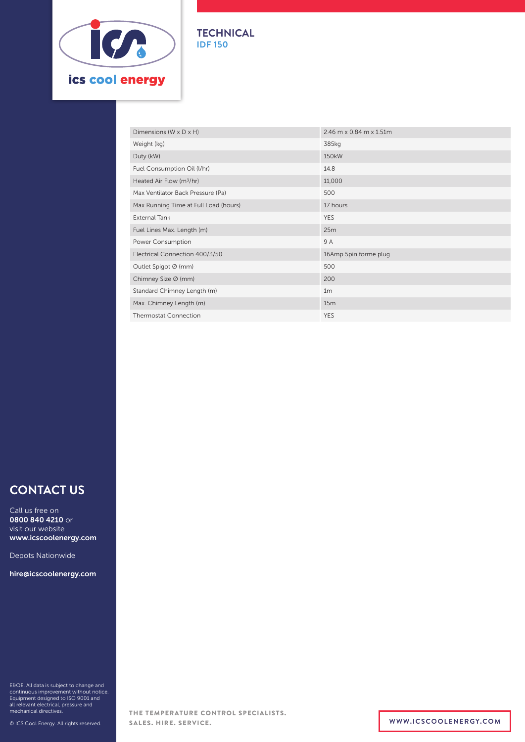ics cool energy

# TECHNICAL

## IDF 150

| | |
|---|---|
| Dimensions (W x D x H) | 2.46 m x 0.84 m x 1.51m |
| Weight (kg) | 385kg |
| Duty (kW) | 150kW |
| Fuel Consumption Oil (l/hr) | 14.8 |
| Heated Air Flow (m³/hr) | 11,000 |
| Max Ventilator Back Pressure (Pa) | 500 |
| Max Running Time at Full Load (hours) | 17 hours |
| External Tank | YES |
| Fuel Lines Max. Length (m) | 25m |
| Power Consumption | 9 A |
| Electrical Connection 400/3/50 | 16Amp 5pin forme plug |
| Outlet Spigot Ø (mm) | 500 |
| Chimney Size Ø (mm) | 200 |
| Standard Chimney Length (m) | 1m |
| Max. Chimney Length (m) | 15m |
| Thermostat Connection | YES |

## CONTACT US

Call us free on **0800 840 4210** or visit our website **www.icscoolenergy.com**

Depots Nationwide

**hire@icscoolenergy.com**

E&OE. All data is subject to change and continuous improvement without notice. Equipment designed to ISO 9001 and all relevant electrical, pressure and mechanical directives.

© ICS Cool Energy. All rights reserved.

THE TEMPERATURE CONTROL SPECIALISTS.
SALES. HIRE. SERVICE.

WWW.ICSCOOLENERGY.COM